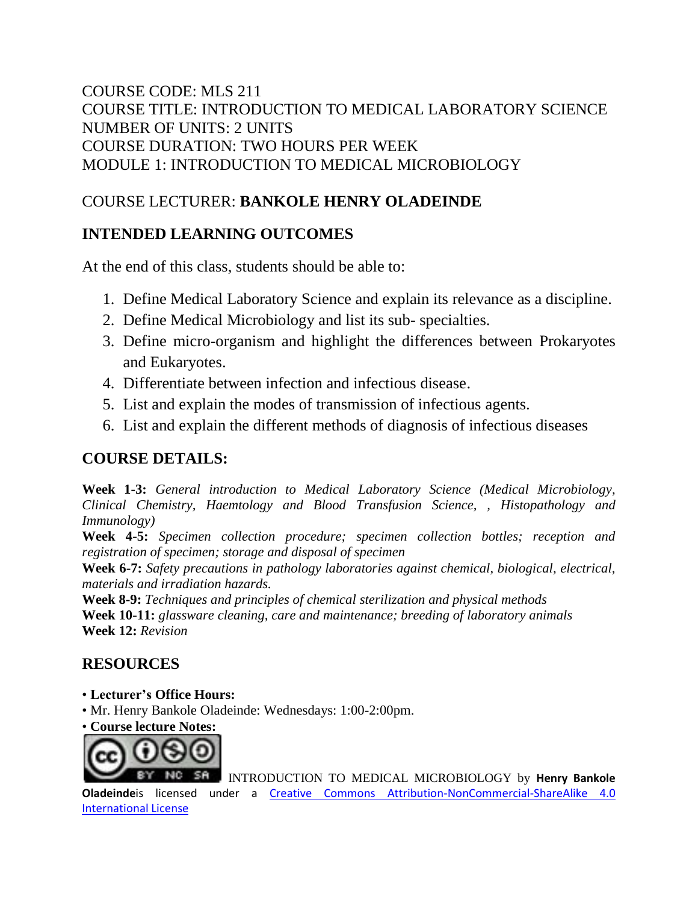COURSE CODE: MLS 211
COURSE TITLE: INTRODUCTION TO MEDICAL LABORATORY SCIENCE
NUMBER OF UNITS: 2 UNITS
COURSE DURATION: TWO HOURS PER WEEK
MODULE 1: INTRODUCTION TO MEDICAL MICROBIOLOGY

COURSE LECTURER: **BANKOLE HENRY OLADEINDE**

## INTENDED LEARNING OUTCOMES

At the end of this class, students should be able to:

1. Define Medical Laboratory Science and explain its relevance as a discipline.
2. Define Medical Microbiology and list its sub- specialties.
3. Define micro-organism and highlight the differences between Prokaryotes and Eukaryotes.
4. Differentiate between infection and infectious disease.
5. List and explain the modes of transmission of infectious agents.
6. List and explain the different methods of diagnosis of infectious diseases

## COURSE DETAILS:

**Week 1-3:** *General introduction to Medical Laboratory Science (Medical Microbiology, Clinical Chemistry, Haemtology and Blood Transfusion Science, , Histopathology and Immunology)*
**Week 4-5:** *Specimen collection procedure; specimen collection bottles; reception and registration of specimen; storage and disposal of specimen*
**Week 6-7:** *Safety precautions in pathology laboratories against chemical, biological, electrical, materials and irradiation hazards.*
**Week 8-9:** *Techniques and principles of chemical sterilization and physical methods*
**Week 10-11:** *glassware cleaning, care and maintenance; breeding of laboratory animals*
**Week 12:** *Revision*

## RESOURCES

- **Lecturer's Office Hours:**
- Mr. Henry Bankole Oladeinde: Wednesdays: 1:00-2:00pm.
- **Course lecture Notes:**

INTRODUCTION TO MEDICAL MICROBIOLOGY by **Henry Bankole Oladeinde**is licensed under a Creative Commons Attribution-NonCommercial-ShareAlike 4.0 International License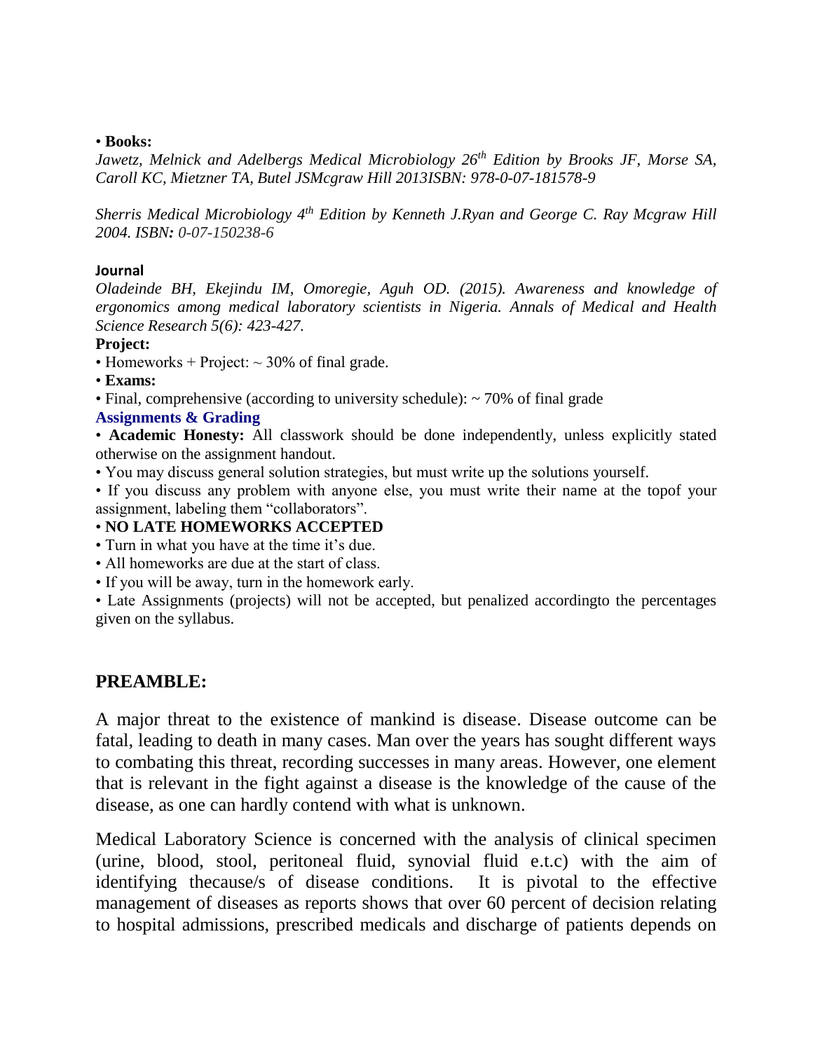• **Books:**

*Jawetz, Melnick and Adelbergs Medical Microbiology 26th Edition by Brooks JF, Morse SA, Caroll KC, Mietzner TA, Butel JSMcgraw Hill 2013ISBN: 978-0-07-181578-9*

*Sherris Medical Microbiology 4th Edition by Kenneth J.Ryan and George C. Ray Mcgraw Hill 2004. ISBN: 0-07-150238-6*

**Journal**

*Oladeinde BH, Ekejindu IM, Omoregie, Aguh OD. (2015). Awareness and knowledge of ergonomics among medical laboratory scientists in Nigeria. Annals of Medical and Health Science Research 5(6): 423-427.*

**Project:**

• Homeworks + Project: ~ 30% of final grade.

• **Exams:**

• Final, comprehensive (according to university schedule): ~ 70% of final grade

**Assignments & Grading**

• **Academic Honesty:** All classwork should be done independently, unless explicitly stated otherwise on the assignment handout.

• You may discuss general solution strategies, but must write up the solutions yourself.

• If you discuss any problem with anyone else, you must write their name at the topof your assignment, labeling them "collaborators".

• **NO LATE HOMEWORKS ACCEPTED**

• Turn in what you have at the time it's due.

• All homeworks are due at the start of class.

• If you will be away, turn in the homework early.

• Late Assignments (projects) will not be accepted, but penalized accordingto the percentages given on the syllabus.

## PREAMBLE:

A major threat to the existence of mankind is disease. Disease outcome can be fatal, leading to death in many cases. Man over the years has sought different ways to combating this threat, recording successes in many areas. However, one element that is relevant in the fight against a disease is the knowledge of the cause of the disease, as one can hardly contend with what is unknown.

Medical Laboratory Science is concerned with the analysis of clinical specimen (urine, blood, stool, peritoneal fluid, synovial fluid e.t.c) with the aim of identifying thecause/s of disease conditions. It is pivotal to the effective management of diseases as reports shows that over 60 percent of decision relating to hospital admissions, prescribed medicals and discharge of patients depends on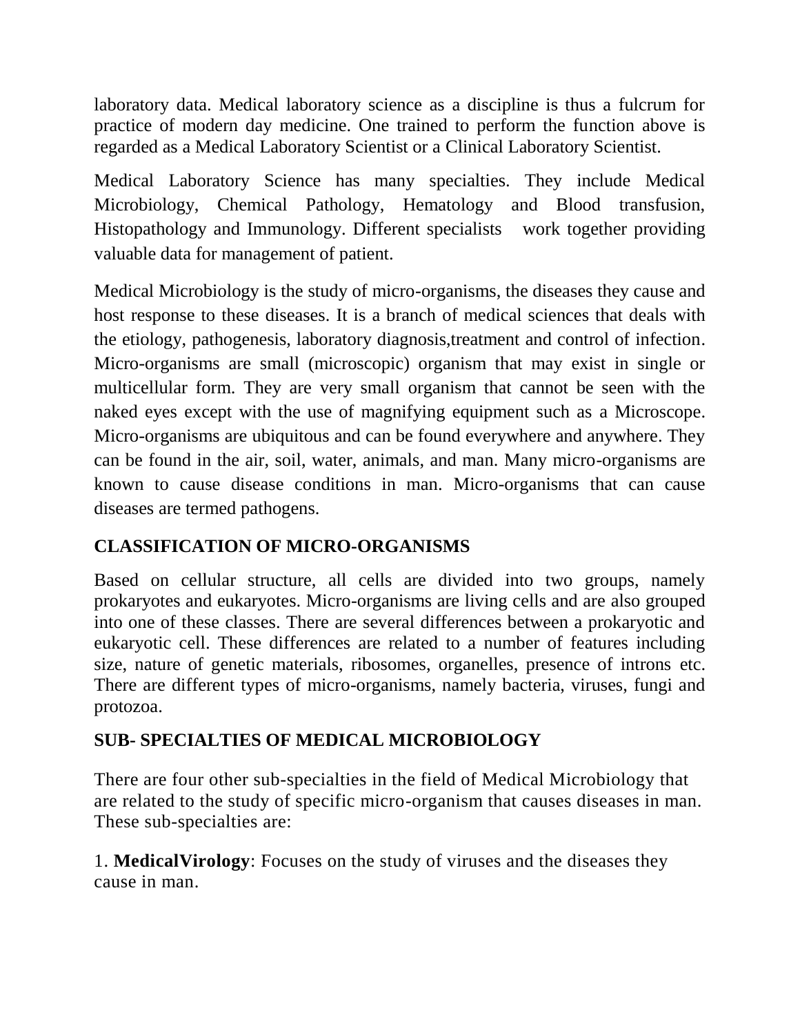laboratory data. Medical laboratory science as a discipline is thus a fulcrum for practice of modern day medicine. One trained to perform the function above is regarded as a Medical Laboratory Scientist or a Clinical Laboratory Scientist.

Medical Laboratory Science has many specialties. They include Medical Microbiology, Chemical Pathology, Hematology and Blood transfusion, Histopathology and Immunology. Different specialists work together providing valuable data for management of patient.

Medical Microbiology is the study of micro-organisms, the diseases they cause and host response to these diseases. It is a branch of medical sciences that deals with the etiology, pathogenesis, laboratory diagnosis,treatment and control of infection. Micro-organisms are small (microscopic) organism that may exist in single or multicellular form. They are very small organism that cannot be seen with the naked eyes except with the use of magnifying equipment such as a Microscope. Micro-organisms are ubiquitous and can be found everywhere and anywhere. They can be found in the air, soil, water, animals, and man. Many micro-organisms are known to cause disease conditions in man. Micro-organisms that can cause diseases are termed pathogens.

## CLASSIFICATION OF MICRO-ORGANISMS

Based on cellular structure, all cells are divided into two groups, namely prokaryotes and eukaryotes. Micro-organisms are living cells and are also grouped into one of these classes. There are several differences between a prokaryotic and eukaryotic cell. These differences are related to a number of features including size, nature of genetic materials, ribosomes, organelles, presence of introns etc. There are different types of micro-organisms, namely bacteria, viruses, fungi and protozoa.

## SUB- SPECIALTIES OF MEDICAL MICROBIOLOGY

There are four other sub-specialties in the field of Medical Microbiology that are related to the study of specific micro-organism that causes diseases in man. These sub-specialties are:

1. **MedicalVirology**: Focuses on the study of viruses and the diseases they cause in man.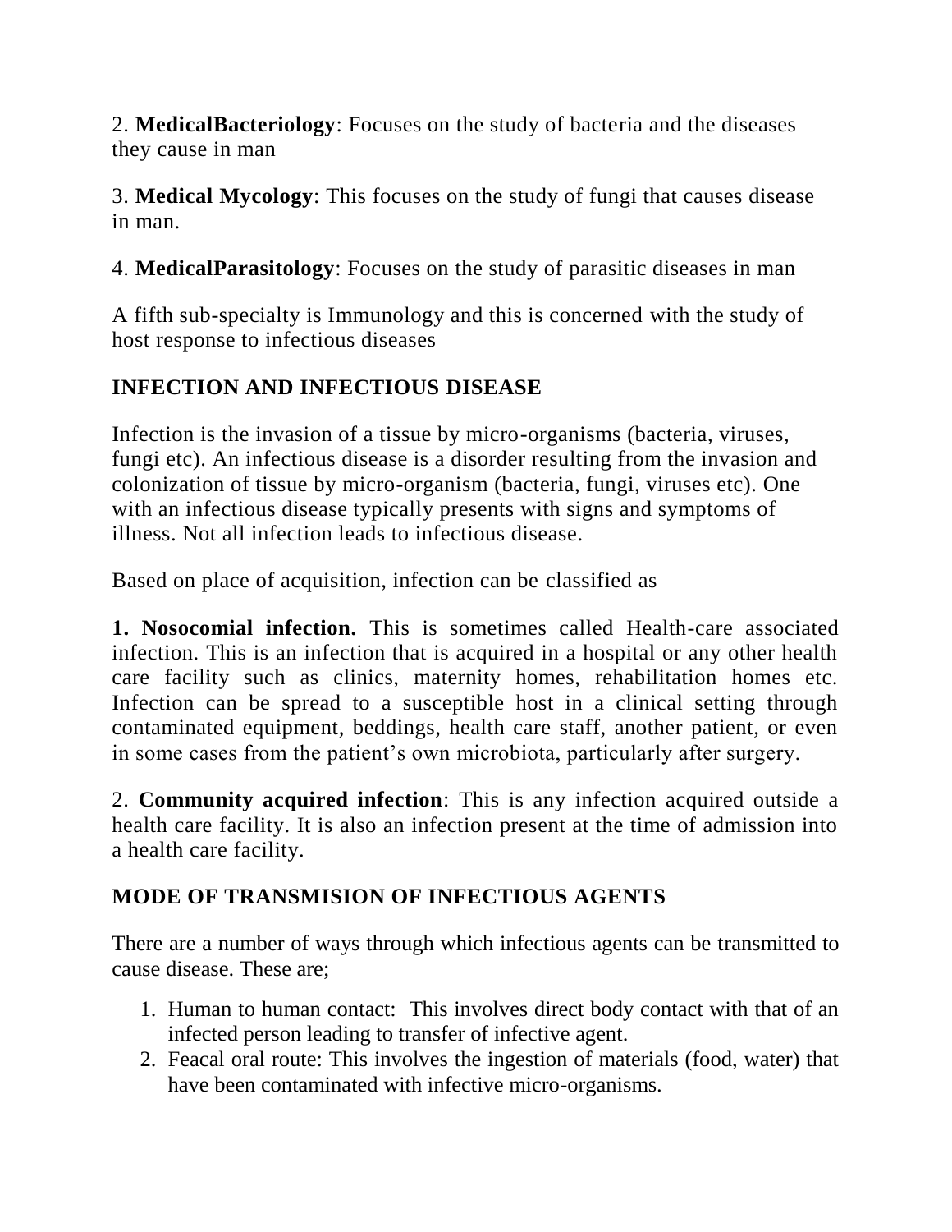2. **MedicalBacteriology**: Focuses on the study of bacteria and the diseases they cause in man

3. **Medical Mycology**: This focuses on the study of fungi that causes disease in man.

4. **MedicalParasitology**: Focuses on the study of parasitic diseases in man

A fifth sub-specialty is Immunology and this is concerned with the study of host response to infectious diseases

## INFECTION AND INFECTIOUS DISEASE

Infection is the invasion of a tissue by micro-organisms (bacteria, viruses, fungi etc). An infectious disease is a disorder resulting from the invasion and colonization of tissue by micro-organism (bacteria, fungi, viruses etc). One with an infectious disease typically presents with signs and symptoms of illness. Not all infection leads to infectious disease.

Based on place of acquisition, infection can be classified as

**1. Nosocomial infection.** This is sometimes called Health-care associated infection. This is an infection that is acquired in a hospital or any other health care facility such as clinics, maternity homes, rehabilitation homes etc. Infection can be spread to a susceptible host in a clinical setting through contaminated equipment, beddings, health care staff, another patient, or even in some cases from the patient's own microbiota, particularly after surgery.

2. **Community acquired infection**: This is any infection acquired outside a health care facility. It is also an infection present at the time of admission into a health care facility.

## MODE OF TRANSMISION OF INFECTIOUS AGENTS

There are a number of ways through which infectious agents can be transmitted to cause disease. These are;

1. Human to human contact: This involves direct body contact with that of an infected person leading to transfer of infective agent.
2. Feacal oral route: This involves the ingestion of materials (food, water) that have been contaminated with infective micro-organisms.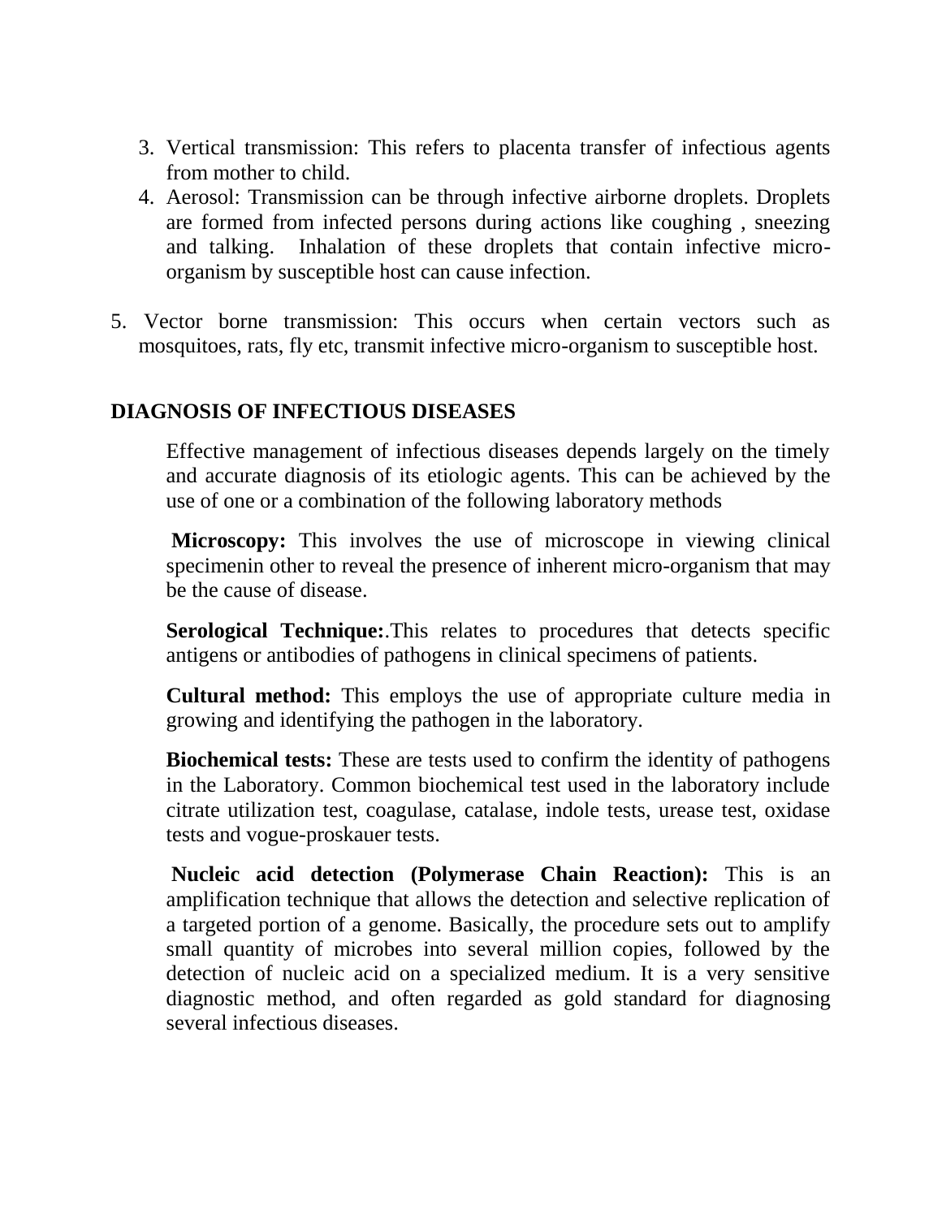3. Vertical transmission: This refers to placenta transfer of infectious agents from mother to child.
4. Aerosol: Transmission can be through infective airborne droplets. Droplets are formed from infected persons during actions like coughing , sneezing and talking. Inhalation of these droplets that contain infective micro-organism by susceptible host can cause infection.

5. Vector borne transmission: This occurs when certain vectors such as mosquitoes, rats, fly etc, transmit infective micro-organism to susceptible host.

## DIAGNOSIS OF INFECTIOUS DISEASES

Effective management of infectious diseases depends largely on the timely and accurate diagnosis of its etiologic agents. This can be achieved by the use of one or a combination of the following laboratory methods

**Microscopy:** This involves the use of microscope in viewing clinical specimenin other to reveal the presence of inherent micro-organism that may be the cause of disease.

**Serological Technique:**.This relates to procedures that detects specific antigens or antibodies of pathogens in clinical specimens of patients.

**Cultural method:** This employs the use of appropriate culture media in growing and identifying the pathogen in the laboratory.

**Biochemical tests:** These are tests used to confirm the identity of pathogens in the Laboratory. Common biochemical test used in the laboratory include citrate utilization test, coagulase, catalase, indole tests, urease test, oxidase tests and vogue-proskauer tests.

**Nucleic acid detection (Polymerase Chain Reaction):** This is an amplification technique that allows the detection and selective replication of a targeted portion of a genome. Basically, the procedure sets out to amplify small quantity of microbes into several million copies, followed by the detection of nucleic acid on a specialized medium. It is a very sensitive diagnostic method, and often regarded as gold standard for diagnosing several infectious diseases.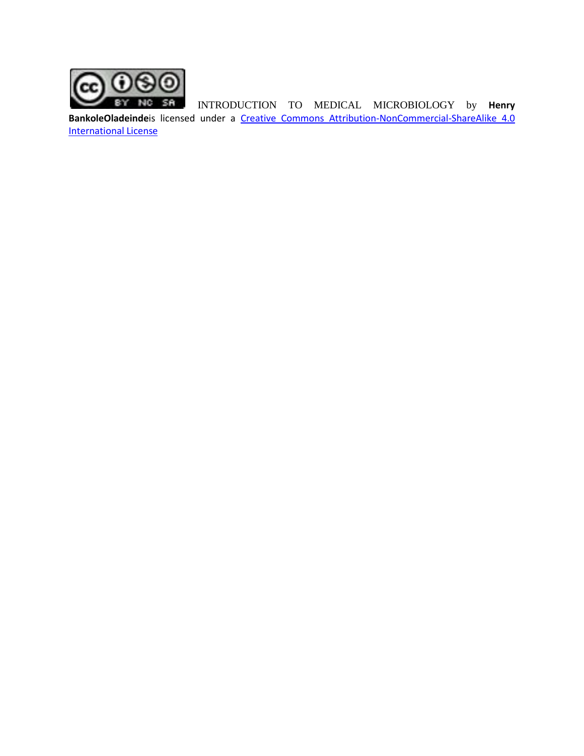INTRODUCTION TO MEDICAL MICROBIOLOGY by **Henry BankoleOladeinde**is licensed under a Creative Commons Attribution-NonCommercial-ShareAlike 4.0 International License